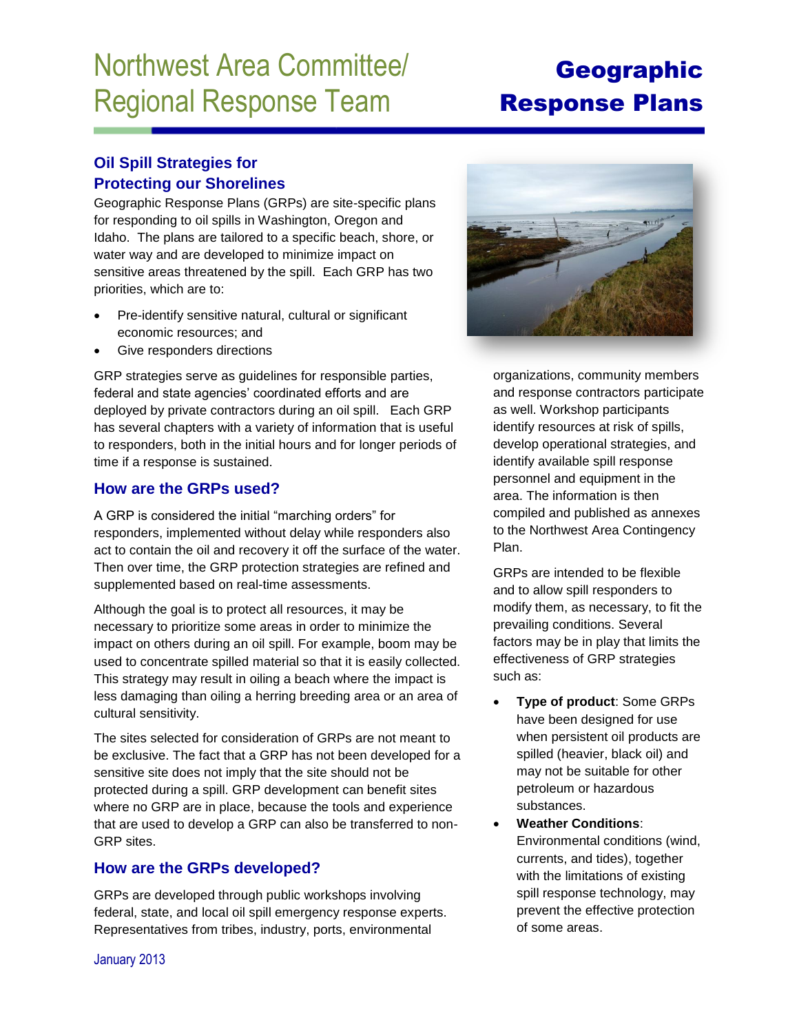# Northwest Area Committee/ Regional Response Team

# Geographic Response Plans

## Oil Spill Strategies for Protecting our Shorelines

Geographic Response Plans (GRPs) are site-specific plans for responding to oil spills in Washington, Oregon and Idaho. The plans are tailored to a specific beach, shore, or water way and are developed to minimize impact on sensitive areas threatened by the spill. Each GRP has two priorities, which are to:

- Pre-identify sensitive natural, cultural or significant economic resources; and
- Give responders directions

GRP strategies serve as guidelines for responsible parties, federal and state agencies' coordinated efforts and are deployed by private contractors during an oil spill. Each GRP has several chapters with a variety of information that is useful to responders, both in the initial hours and for longer periods of time if a response is sustained.

## How are the GRPs used?

A GRP is considered the initial "marching orders" for responders, implemented without delay while responders also act to contain the oil and recovery it off the surface of the water. Then over time, the GRP protection strategies are refined and supplemented based on real-time assessments.

Although the goal is to protect all resources, it may be necessary to prioritize some areas in order to minimize the impact on others during an oil spill. For example, boom may be used to concentrate spilled material so that it is easily collected. This strategy may result in oiling a beach where the impact is less damaging than oiling a herring breeding area or an area of cultural sensitivity.

The sites selected for consideration of GRPs are not meant to be exclusive. The fact that a GRP has not been developed for a sensitive site does not imply that the site should not be protected during a spill. GRP development can benefit sites where no GRP are in place, because the tools and experience that are used to develop a GRP can also be transferred to non-GRP sites.

## How are the GRPs developed?

GRPs are developed through public workshops involving federal, state, and local oil spill emergency response experts. Representatives from tribes, industry, ports, environmental organizations, community members and response contractors participate as well. Workshop participants identify resources at risk of spills, develop operational strategies, and identify available spill response personnel and equipment in the area. The information is then compiled and published as annexes to the Northwest Area Contingency Plan.

GRPs are intended to be flexible and to allow spill responders to modify them, as necessary, to fit the prevailing conditions. Several factors may be in play that limits the effectiveness of GRP strategies such as:

- **Type of product**: Some GRPs have been designed for use when persistent oil products are spilled (heavier, black oil) and may not be suitable for other petroleum or hazardous substances.
- **Weather Conditions**: Environmental conditions (wind, currents, and tides), together with the limitations of existing spill response technology, may prevent the effective protection of some areas.

January 2013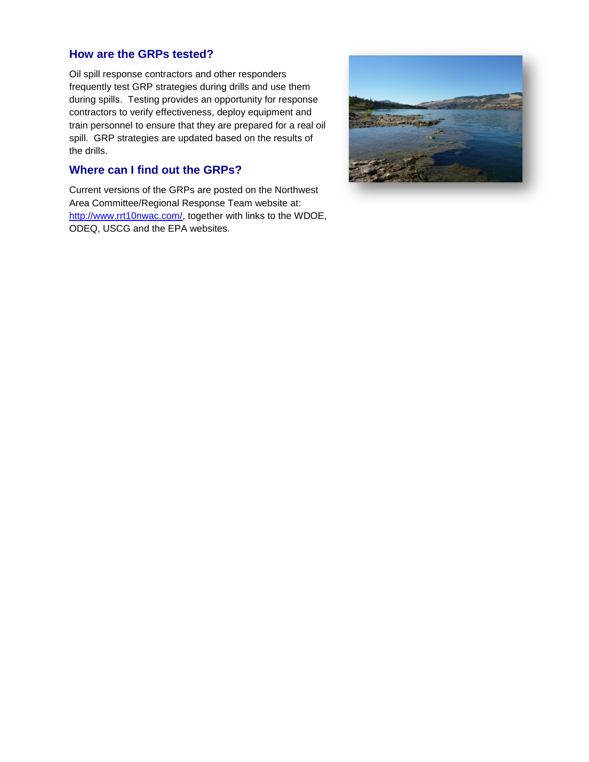## How are the GRPs tested?

Oil spill response contractors and other responders frequently test GRP strategies during drills and use them during spills. Testing provides an opportunity for response contractors to verify effectiveness, deploy equipment and train personnel to ensure that they are prepared for a real oil spill. GRP strategies are updated based on the results of the drills.

## Where can I find out the GRPs?

Current versions of the GRPs are posted on the Northwest Area Committee/Regional Response Team website at: http://www.rrt10nwac.com/, together with links to the WDOE, ODEQ, USCG and the EPA websites.